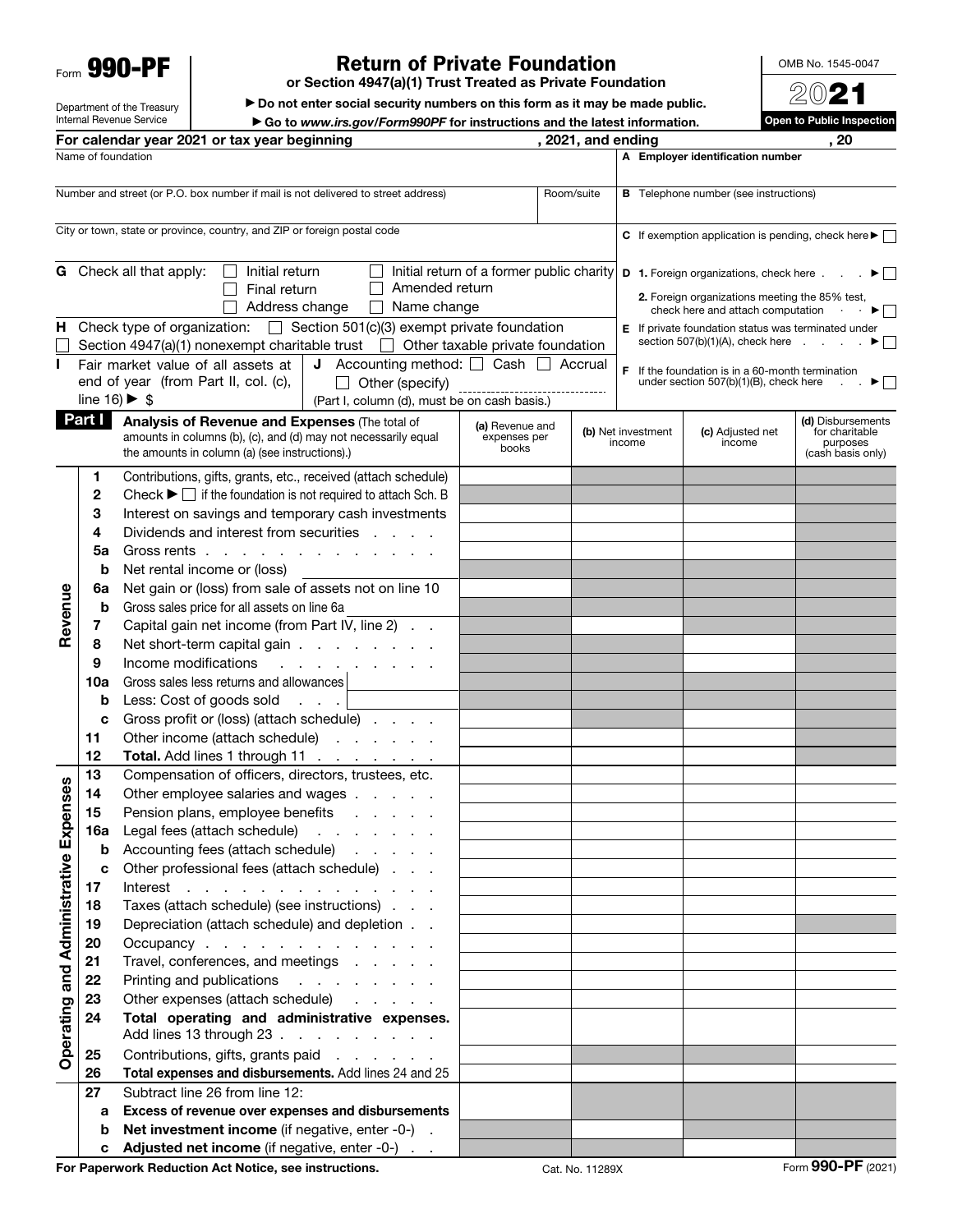Form **990-PF**

Department of the Treasury
Internal Revenue Service

# Return of Private Foundation

**or Section 4947(a)(1) Trust Treated as Private Foundation**

▶ **Do not enter social security numbers on this form as it may be made public.**

▶ **Go to *www.irs.gov/Form990PF* for instructions and the latest information.**

OMB No. 1545-0047

**2021**

**Open to Public Inspection**

**For calendar year 2021 or tax year beginning , 2021, and ending , 20**

Name of foundation

**A Employer identification number**

Number and street (or P.O. box number if mail is not delivered to street address) | Room/suite

**B** Telephone number (see instructions)

City or town, state or province, country, and ZIP or foreign postal code

**C** If exemption application is pending, check here ▶ ☐

**G** Check all that apply: ☐ Initial return ☐ Initial return of a former public charity ☐ Final return ☐ Amended return ☐ Address change ☐ Name change

**D 1.** Foreign organizations, check here . . . ▶ ☐

**2.** Foreign organizations meeting the 85% test, check here and attach computation . . ▶ ☐

**H** Check type of organization: ☐ Section 501(c)(3) exempt private foundation ☐ Section 4947(a)(1) nonexempt charitable trust ☐ Other taxable private foundation

**E** If private foundation status was terminated under section 507(b)(1)(A), check here . . . . ▶ ☐

**I** Fair market value of all assets at end of year (from Part II, col. (c), line 16) ▶ $

**J** Accounting method: ☐ Cash ☐ Accrual ☐ Other (specify) (Part I, column (d), must be on cash basis.)

**F** If the foundation is in a 60-month termination under section 507(b)(1)(B), check here . . ▶ ☐

**Part I** **Analysis of Revenue and Expenses** (The total of amounts in columns (b), (c), and (d) may not necessarily equal the amounts in column (a) (see instructions).)

| | Line | Description | (a) Revenue and expenses per books | (b) Net investment income | (c) Adjusted net income | (d) Disbursements for charitable purposes (cash basis only) |
|---|---|---|---|---|---|---|
| Revenue | 1 | Contributions, gifts, grants, etc., received (attach schedule) | | | | |
| | 2 | Check ▶ ☐ if the foundation is not required to attach Sch. B | | | | |
| | 3 | Interest on savings and temporary cash investments | | | | |
| | 4 | Dividends and interest from securities . . . . | | | | |
| | 5a | Gross rents . . . . . . . . . . . . . | | | | |
| | b | Net rental income or (loss) | | | | |
| | 6a | Net gain or (loss) from sale of assets not on line 10 | | | | |
| | b | Gross sales price for all assets on line 6a | | | | |
| | 7 | Capital gain net income (from Part IV, line 2) . . | | | | |
| | 8 | Net short-term capital gain . . . . . . . . | | | | |
| | 9 | Income modifications . . . . . . . . . | | | | |
| | 10a | Gross sales less returns and allowances | | | | |
| | b | Less: Cost of goods sold . . . | | | | |
| | c | Gross profit or (loss) (attach schedule) . . . . | | | | |
| | 11 | Other income (attach schedule) . . . . . | | | | |
| | 12 | **Total.** Add lines 1 through 11 . . . . . . . | | | | |
| Operating and Administrative Expenses | 13 | Compensation of officers, directors, trustees, etc. | | | | |
| | 14 | Other employee salaries and wages . . . . . | | | | |
| | 15 | Pension plans, employee benefits . . . . . | | | | |
| | 16a | Legal fees (attach schedule) . . . . . . | | | | |
| | b | Accounting fees (attach schedule) . . . . . | | | | |
| | c | Other professional fees (attach schedule) . . . | | | | |
| | 17 | Interest . . . . . . . . . . . . . . | | | | |
| | 18 | Taxes (attach schedule) (see instructions) . . . | | | | |
| | 19 | Depreciation (attach schedule) and depletion . . | | | | |
| | 20 | Occupancy . . . . . . . . . . . . . | | | | |
| | 21 | Travel, conferences, and meetings . . . . . | | | | |
| | 22 | Printing and publications . . . . . . . . | | | | |
| | 23 | Other expenses (attach schedule) . . . . . | | | | |
| | 24 | **Total operating and administrative expenses.** Add lines 13 through 23 . . . . . . . . . | | | | |
| | 25 | Contributions, gifts, grants paid . . . . . . | | | | |
| | 26 | **Total expenses and disbursements.** Add lines 24 and 25 | | | | |
| | 27 | Subtract line 26 from line 12: | | | | |
| | a | **Excess of revenue over expenses and disbursements** | | | | |
| | b | **Net investment income** (if negative, enter -0-) . | | | | |
| | c | **Adjusted net income** (if negative, enter -0-) . . | | | | |

**For Paperwork Reduction Act Notice, see instructions.** Cat. No. 11289X Form **990-PF** (2021)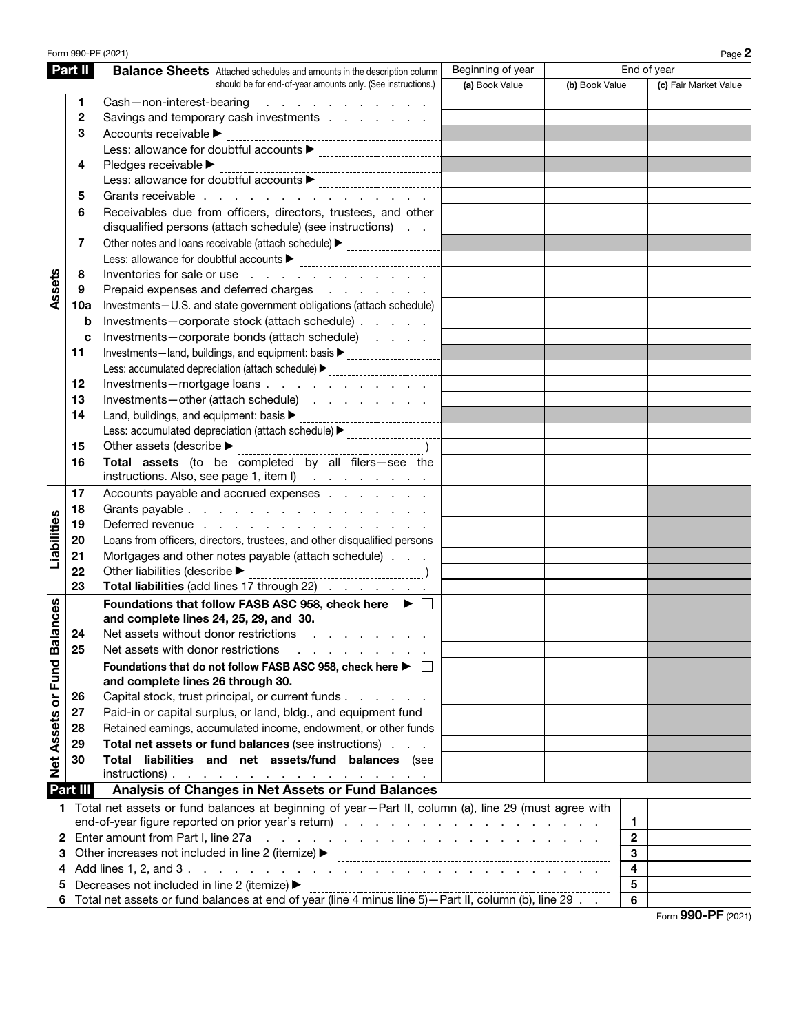Form 990-PF (2021)

## Part II Balance Sheets

Attached schedules and amounts in the description column should be for end-of-year amounts only. (See instructions.)

| | | | Beginning of year | End of year | |
|---|---|---|---|---|---|
| | | | (a) Book Value | (b) Book Value | (c) Fair Market Value |
| **Assets** | 1 | Cash—non-interest-bearing | | | |
| | 2 | Savings and temporary cash investments | | | |
| | 3 | Accounts receivable ▶ | | | |
| | | Less: allowance for doubtful accounts ▶ | | | |
| | 4 | Pledges receivable ▶ | | | |
| | | Less: allowance for doubtful accounts ▶ | | | |
| | 5 | Grants receivable | | | |
| | 6 | Receivables due from officers, directors, trustees, and other disqualified persons (attach schedule) (see instructions) | | | |
| | 7 | Other notes and loans receivable (attach schedule) ▶ | | | |
| | | Less: allowance for doubtful accounts ▶ | | | |
| | 8 | Inventories for sale or use | | | |
| | 9 | Prepaid expenses and deferred charges | | | |
| | 10a | Investments—U.S. and state government obligations (attach schedule) | | | |
| | b | Investments—corporate stock (attach schedule) | | | |
| | c | Investments—corporate bonds (attach schedule) | | | |
| | 11 | Investments—land, buildings, and equipment: basis ▶ | | | |
| | | Less: accumulated depreciation (attach schedule) ▶ | | | |
| | 12 | Investments—mortgage loans | | | |
| | 13 | Investments—other (attach schedule) | | | |
| | 14 | Land, buildings, and equipment: basis ▶ | | | |
| | | Less: accumulated depreciation (attach schedule) ▶ | | | |
| | 15 | Other assets (describe ▶ ) | | | |
| | 16 | **Total assets** (to be completed by all filers—see the instructions. Also, see page 1, item I) | | | |
| **Liabilities** | 17 | Accounts payable and accrued expenses | | | |
| | 18 | Grants payable | | | |
| | 19 | Deferred revenue | | | |
| | 20 | Loans from officers, directors, trustees, and other disqualified persons | | | |
| | 21 | Mortgages and other notes payable (attach schedule) | | | |
| | 22 | Other liabilities (describe ▶ ) | | | |
| | 23 | **Total liabilities** (add lines 17 through 22) | | | |
| **Net Assets or Fund Balances** | | **Foundations that follow FASB ASC 958, check here ▶ ☐ and complete lines 24, 25, 29, and 30.** | | | |
| | 24 | Net assets without donor restrictions | | | |
| | 25 | Net assets with donor restrictions | | | |
| | | **Foundations that do not follow FASB ASC 958, check here ▶ ☐ and complete lines 26 through 30.** | | | |
| | 26 | Capital stock, trust principal, or current funds | | | |
| | 27 | Paid-in or capital surplus, or land, bldg., and equipment fund | | | |
| | 28 | Retained earnings, accumulated income, endowment, or other funds | | | |
| | 29 | **Total net assets or fund balances** (see instructions) | | | |
| | 30 | **Total liabilities and net assets/fund balances** (see instructions) | | | |

## Part III Analysis of Changes in Net Assets or Fund Balances

| | | | |
|---|---|---|---|
| 1 | Total net assets or fund balances at beginning of year—Part II, column (a), line 29 (must agree with end-of-year figure reported on prior year's return) | 1 | |
| 2 | Enter amount from Part I, line 27a | 2 | |
| 3 | Other increases not included in line 2 (itemize) ▶ | 3 | |
| 4 | Add lines 1, 2, and 3 | 4 | |
| 5 | Decreases not included in line 2 (itemize) ▶ | 5 | |
| 6 | Total net assets or fund balances at end of year (line 4 minus line 5)—Part II, column (b), line 29 | 6 | |

Form **990-PF** (2021)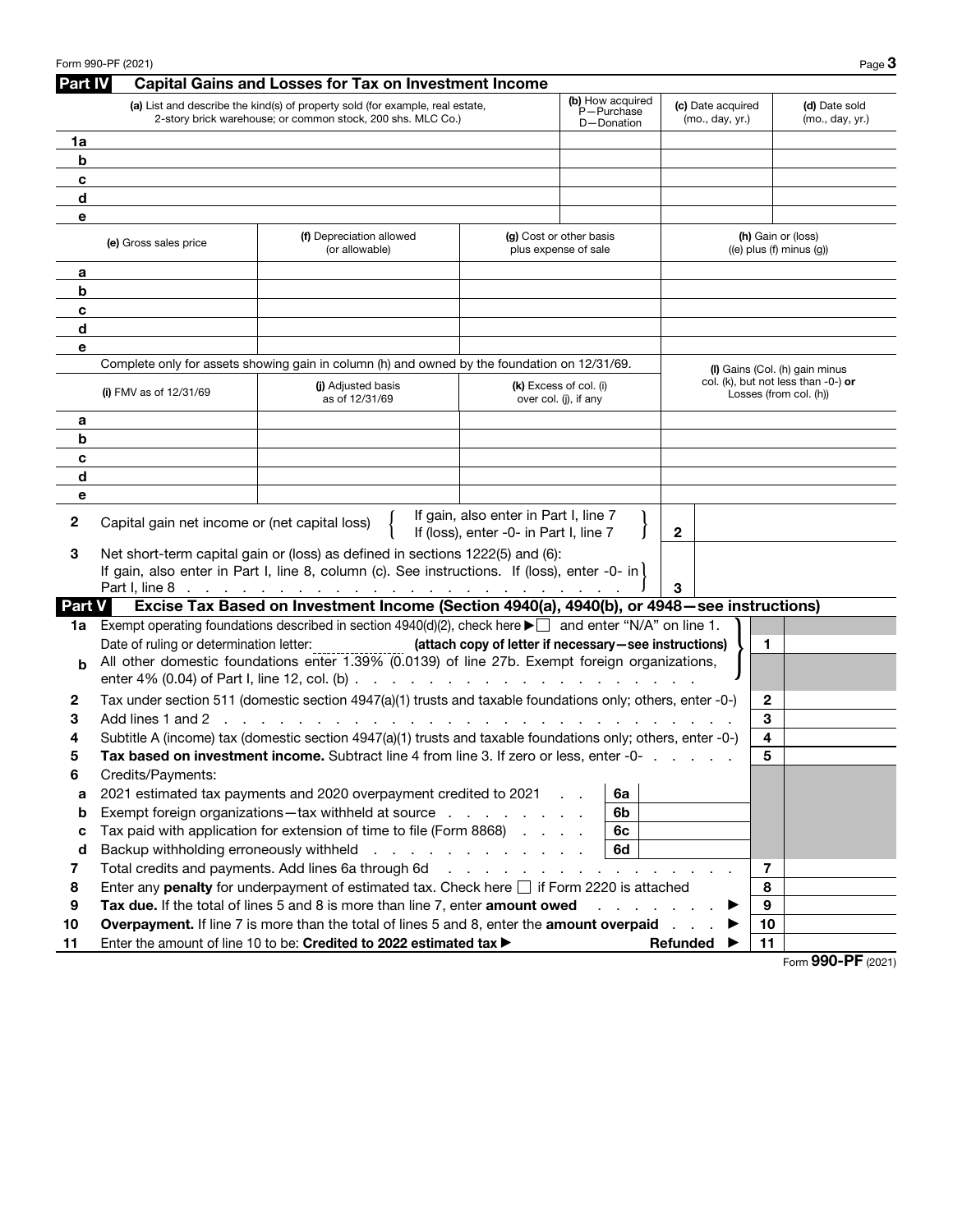## Part IV Capital Gains and Losses for Tax on Investment Income

| | (a) List and describe the kind(s) of property sold (for example, real estate, 2-story brick warehouse; or common stock, 200 shs. MLC Co.) | (b) How acquired P—Purchase D—Donation | (c) Date acquired (mo., day, yr.) | (d) Date sold (mo., day, yr.) |
|---|---|---|---|---|
| 1a | | | | |
| b | | | | |
| c | | | | |
| d | | | | |
| e | | | | |

| | (e) Gross sales price | (f) Depreciation allowed (or allowable) | (g) Cost or other basis plus expense of sale | (h) Gain or (loss) ((e) plus (f) minus (g)) |
|---|---|---|---|---|
| a | | | | |
| b | | | | |
| c | | | | |
| d | | | | |
| e | | | | |

Complete only for assets showing gain in column (h) and owned by the foundation on 12/31/69.

| | (i) FMV as of 12/31/69 | (j) Adjusted basis as of 12/31/69 | (k) Excess of col. (i) over col. (j), if any | (l) Gains (Col. (h) gain minus col. (k), but not less than -0-) **or** Losses (from col. (h)) |
|---|---|---|---|---|
| a | | | | |
| b | | | | |
| c | | | | |
| d | | | | |
| e | | | | |

| | | | |
|---|---|---|---|
| 2 | Capital gain net income or (net capital loss) { If gain, also enter in Part I, line 7; If (loss), enter -0- in Part I, line 7 } | 2 | |
| 3 | Net short-term capital gain or (loss) as defined in sections 1222(5) and (6): If gain, also enter in Part I, line 8, column (c). See instructions. If (loss), enter -0- in Part I, line 8 | 3 | |

## Part V Excise Tax Based on Investment Income (Section 4940(a), 4940(b), or 4948—see instructions)

| | | | | | |
|---|---|---|---|---|---|
| 1a | Exempt operating foundations described in section 4940(d)(2), check here ▶ ☐ and enter "N/A" on line 1. Date of ruling or determination letter: ________ **(attach copy of letter if necessary—see instructions)** | | | 1 | |
| b | All other domestic foundations enter 1.39% (0.0139) of line 27b. Exempt foreign organizations, enter 4% (0.04) of Part I, line 12, col. (b) | | | | |
| 2 | Tax under section 511 (domestic section 4947(a)(1) trusts and taxable foundations only; others, enter -0-) | | | 2 | |
| 3 | Add lines 1 and 2 | | | 3 | |
| 4 | Subtitle A (income) tax (domestic section 4947(a)(1) trusts and taxable foundations only; others, enter -0-) | | | 4 | |
| 5 | **Tax based on investment income.** Subtract line 4 from line 3. If zero or less, enter -0- | | | 5 | |
| 6 | Credits/Payments: | | | | |
| a | 2021 estimated tax payments and 2020 overpayment credited to 2021 | 6a | | | |
| b | Exempt foreign organizations—tax withheld at source | 6b | | | |
| c | Tax paid with application for extension of time to file (Form 8868) | 6c | | | |
| d | Backup withholding erroneously withheld | 6d | | | |
| 7 | Total credits and payments. Add lines 6a through 6d | | | 7 | |
| 8 | Enter any **penalty** for underpayment of estimated tax. Check here ☐ if Form 2220 is attached | | | 8 | |
| 9 | **Tax due.** If the total of lines 5 and 8 is more than line 7, enter **amount owed** ▶ | | | 9 | |
| 10 | **Overpayment.** If line 7 is more than the total of lines 5 and 8, enter the **amount overpaid** ▶ | | | 10 | |
| 11 | Enter the amount of line 10 to be: **Credited to 2022 estimated tax** ▶ | | **Refunded** ▶ | 11 | |

Form **990-PF** (2021)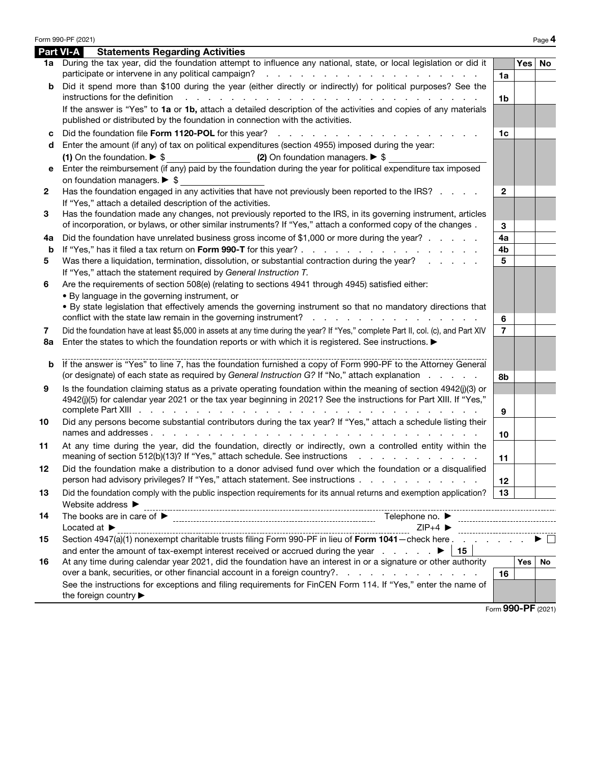## Part VI-A Statements Regarding Activities

| | | | Yes | No |
|---|---|---|---|---|
| **1a** | During the tax year, did the foundation attempt to influence any national, state, or local legislation or did it participate or intervene in any political campaign? | 1a | | |
| **b** | Did it spend more than $100 during the year (either directly or indirectly) for political purposes? See the instructions for the definition | 1b | | |
| | If the answer is "Yes" to **1a** or **1b,** attach a detailed description of the activities and copies of any materials published or distributed by the foundation in connection with the activities. | | | |
| **c** | Did the foundation file **Form 1120-POL** for this year? | 1c | | |
| **d** | Enter the amount (if any) of tax on political expenditures (section 4955) imposed during the year: **(1)** On the foundation. ▶ $ ______ **(2)** On foundation managers. ▶ $ ______ | | | |
| **e** | Enter the reimbursement (if any) paid by the foundation during the year for political expenditure tax imposed on foundation managers. ▶ $ ______ | | | |
| **2** | Has the foundation engaged in any activities that have not previously been reported to the IRS? If "Yes," attach a detailed description of the activities. | 2 | | |
| **3** | Has the foundation made any changes, not previously reported to the IRS, in its governing instrument, articles of incorporation, or bylaws, or other similar instruments? If "Yes," attach a conformed copy of the changes | 3 | | |
| **4a** | Did the foundation have unrelated business gross income of $1,000 or more during the year? | 4a | | |
| **b** | If "Yes," has it filed a tax return on **Form 990-T** for this year? | 4b | | |
| **5** | Was there a liquidation, termination, dissolution, or substantial contraction during the year? If "Yes," attach the statement required by *General Instruction T.* | 5 | | |
| **6** | Are the requirements of section 508(e) (relating to sections 4941 through 4945) satisfied either: • By language in the governing instrument, or • By state legislation that effectively amends the governing instrument so that no mandatory directions that conflict with the state law remain in the governing instrument? | 6 | | |
| **7** | Did the foundation have at least $5,000 in assets at any time during the year? If "Yes," complete Part II, col. (c), and Part XIV | 7 | | |
| **8a** | Enter the states to which the foundation reports or with which it is registered. See instructions. ▶ | | | |
| **b** | If the answer is "Yes" to line 7, has the foundation furnished a copy of Form 990-PF to the Attorney General (or designate) of each state as required by *General Instruction G?* If "No," attach explanation | 8b | | |
| **9** | Is the foundation claiming status as a private operating foundation within the meaning of section 4942(j)(3) or 4942(j)(5) for calendar year 2021 or the tax year beginning in 2021? See the instructions for Part XIII. If "Yes," complete Part XIII | 9 | | |
| **10** | Did any persons become substantial contributors during the tax year? If "Yes," attach a schedule listing their names and addresses | 10 | | |
| **11** | At any time during the year, did the foundation, directly or indirectly, own a controlled entity within the meaning of section 512(b)(13)? If "Yes," attach schedule. See instructions | 11 | | |
| **12** | Did the foundation make a distribution to a donor advised fund over which the foundation or a disqualified person had advisory privileges? If "Yes," attach statement. See instructions | 12 | | |
| **13** | Did the foundation comply with the public inspection requirements for its annual returns and exemption application? | 13 | | |

Website address ▶

**14** The books are in care of ▶ ______ Telephone no. ▶ ______
Located at ▶ ______ ZIP+4 ▶ ______

**15** Section 4947(a)(1) nonexempt charitable trusts filing Form 990-PF in lieu of **Form 1041**—check here ▶ ☐
and enter the amount of tax-exempt interest received or accrued during the year ▶ | 15 |

| | | | Yes | No |
|---|---|---|---|---|
| **16** | At any time during calendar year 2021, did the foundation have an interest in or a signature or other authority over a bank, securities, or other financial account in a foreign country? | 16 | | |
| | See the instructions for exceptions and filing requirements for FinCEN Form 114. If "Yes," enter the name of the foreign country ▶ | | | |

Form **990-PF** (2021)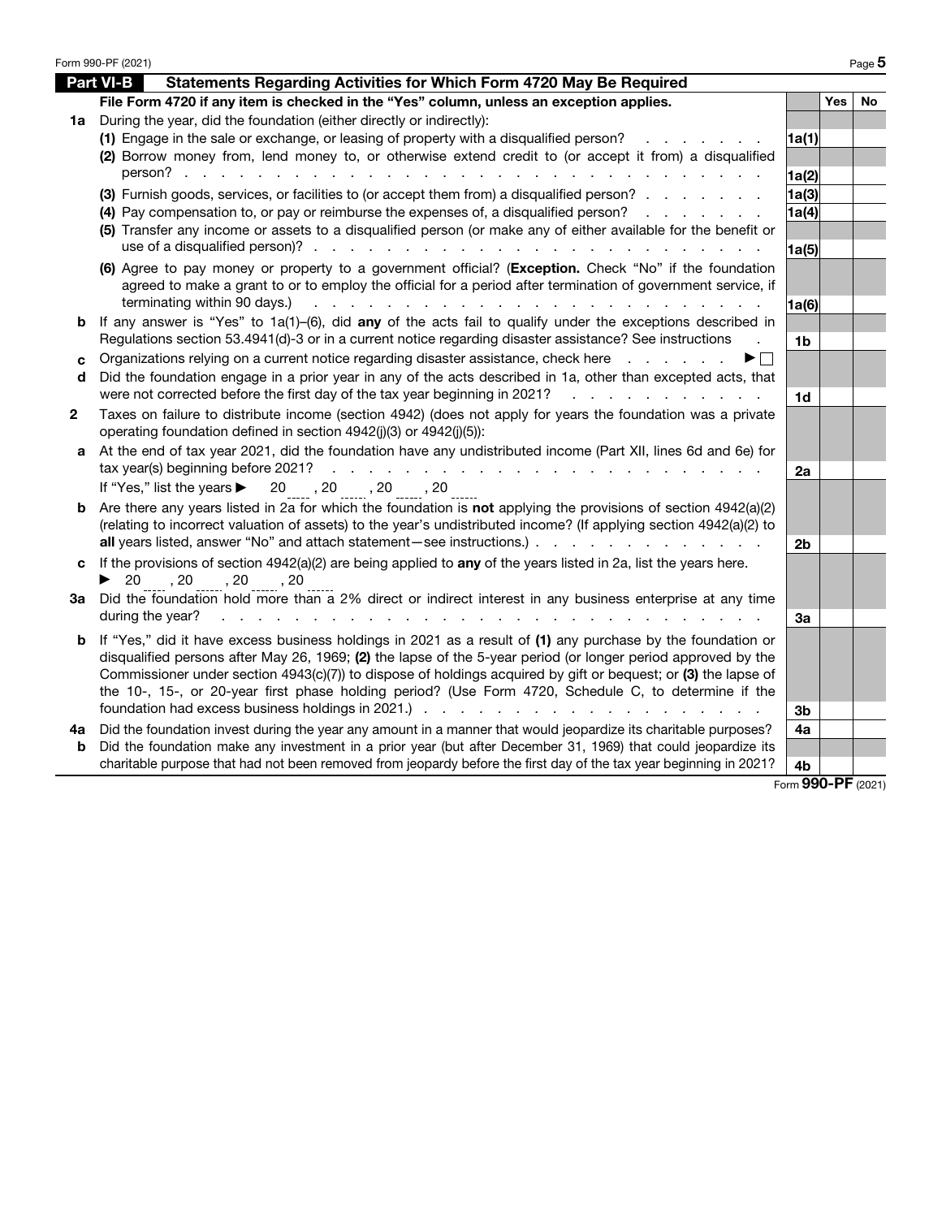## Part VI-B Statements Regarding Activities for Which Form 4720 May Be Required

**File Form 4720 if any item is checked in the "Yes" column, unless an exception applies.**

| | | | Yes | No |
|---|---|---|---|---|
| **1a** | During the year, did the foundation (either directly or indirectly): | | | |
| | (1) Engage in the sale or exchange, or leasing of property with a disqualified person? | 1a(1) | | |
| | (2) Borrow money from, lend money to, or otherwise extend credit to (or accept it from) a disqualified person? | 1a(2) | | |
| | (3) Furnish goods, services, or facilities to (or accept them from) a disqualified person? | 1a(3) | | |
| | (4) Pay compensation to, or pay or reimburse the expenses of, a disqualified person? | 1a(4) | | |
| | (5) Transfer any income or assets to a disqualified person (or make any of either available for the benefit or use of a disqualified person)? | 1a(5) | | |
| | (6) Agree to pay money or property to a government official? (**Exception.** Check "No" if the foundation agreed to make a grant to or to employ the official for a period after termination of government service, if terminating within 90 days.) | 1a(6) | | |
| **b** | If any answer is "Yes" to 1a(1)–(6), did **any** of the acts fail to qualify under the exceptions described in Regulations section 53.4941(d)-3 or in a current notice regarding disaster assistance? See instructions | 1b | | |
| **c** | Organizations relying on a current notice regarding disaster assistance, check here ▶ ☐ | | | |
| **d** | Did the foundation engage in a prior year in any of the acts described in 1a, other than excepted acts, that were not corrected before the first day of the tax year beginning in 2021? | 1d | | |
| **2** | Taxes on failure to distribute income (section 4942) (does not apply for years the foundation was a private operating foundation defined in section 4942(j)(3) or 4942(j)(5)): | | | |
| **a** | At the end of tax year 2021, did the foundation have any undistributed income (Part XII, lines 6d and 6e) for tax year(s) beginning before 2021? | 2a | | |
| | If "Yes," list the years ▶ 20____ , 20____ , 20____ , 20____ | | | |
| **b** | Are there any years listed in 2a for which the foundation is **not** applying the provisions of section 4942(a)(2) (relating to incorrect valuation of assets) to the year's undistributed income? (If applying section 4942(a)(2) to **all** years listed, answer "No" and attach statement—see instructions.) | 2b | | |
| **c** | If the provisions of section 4942(a)(2) are being applied to **any** of the years listed in 2a, list the years here. ▶ 20____ , 20____ , 20____ , 20____ | | | |
| **3a** | Did the foundation hold more than a 2% direct or indirect interest in any business enterprise at any time during the year? | 3a | | |
| **b** | If "Yes," did it have excess business holdings in 2021 as a result of **(1)** any purchase by the foundation or disqualified persons after May 26, 1969; **(2)** the lapse of the 5-year period (or longer period approved by the Commissioner under section 4943(c)(7)) to dispose of holdings acquired by gift or bequest; or **(3)** the lapse of the 10-, 15-, or 20-year first phase holding period? (Use Form 4720, Schedule C, to determine if the foundation had excess business holdings in 2021.) | 3b | | |
| **4a** | Did the foundation invest during the year any amount in a manner that would jeopardize its charitable purposes? | 4a | | |
| **b** | Did the foundation make any investment in a prior year (but after December 31, 1969) that could jeopardize its charitable purpose that had not been removed from jeopardy before the first day of the tax year beginning in 2021? | 4b | | |

Form **990-PF** (2021)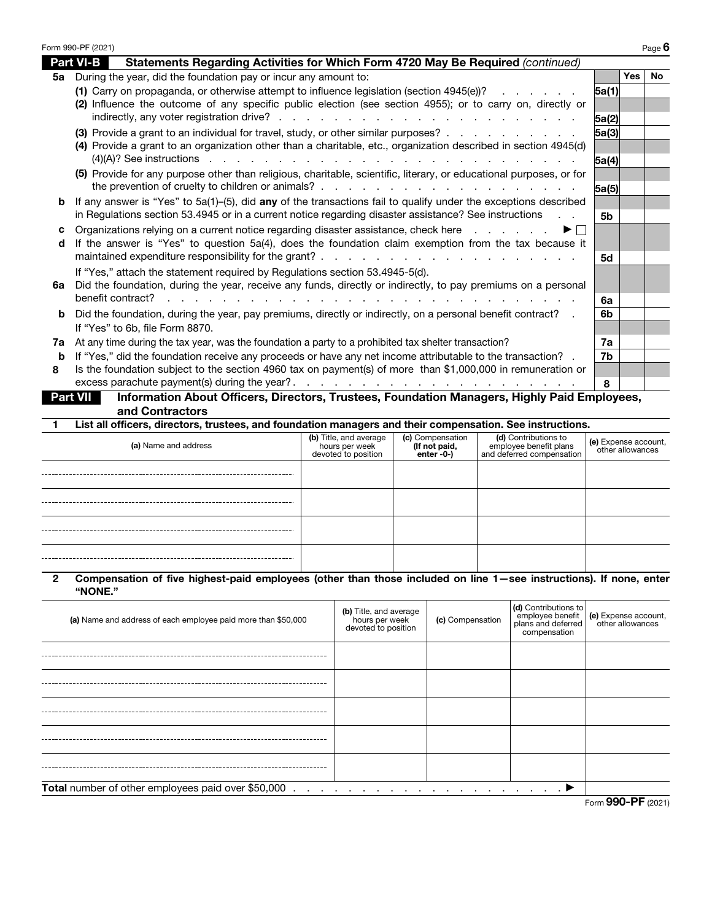## Part VI-B Statements Regarding Activities for Which Form 4720 May Be Required *(continued)*

| | | | Yes | No |
|---|---|---|---|---|
| **5a** | During the year, did the foundation pay or incur any amount to: | | | |
| | **(1)** Carry on propaganda, or otherwise attempt to influence legislation (section 4945(e))? | 5a(1) | | |
| | **(2)** Influence the outcome of any specific public election (see section 4955); or to carry on, directly or indirectly, any voter registration drive? | 5a(2) | | |
| | **(3)** Provide a grant to an individual for travel, study, or other similar purposes? | 5a(3) | | |
| | **(4)** Provide a grant to an organization other than a charitable, etc., organization described in section 4945(d)(4)(A)? See instructions | 5a(4) | | |
| | **(5)** Provide for any purpose other than religious, charitable, scientific, literary, or educational purposes, or for the prevention of cruelty to children or animals? | 5a(5) | | |
| **b** | If any answer is "Yes" to 5a(1)–(5), did **any** of the transactions fail to qualify under the exceptions described in Regulations section 53.4945 or in a current notice regarding disaster assistance? See instructions | 5b | | |
| **c** | Organizations relying on a current notice regarding disaster assistance, check here ▶ ☐ | | | |
| **d** | If the answer is "Yes" to question 5a(4), does the foundation claim exemption from the tax because it maintained expenditure responsibility for the grant? | 5d | | |
| | If "Yes," attach the statement required by Regulations section 53.4945-5(d). | | | |
| **6a** | Did the foundation, during the year, receive any funds, directly or indirectly, to pay premiums on a personal benefit contract? | 6a | | |
| **b** | Did the foundation, during the year, pay premiums, directly or indirectly, on a personal benefit contract? | 6b | | |
| | If "Yes" to 6b, file Form 8870. | | | |
| **7a** | At any time during the tax year, was the foundation a party to a prohibited tax shelter transaction? | 7a | | |
| **b** | If "Yes," did the foundation receive any proceeds or have any net income attributable to the transaction? | 7b | | |
| **8** | Is the foundation subject to the section 4960 tax on payment(s) of more than $1,000,000 in remuneration or excess parachute payment(s) during the year? | 8 | | |

## Part VII Information About Officers, Directors, Trustees, Foundation Managers, Highly Paid Employees, and Contractors

**1 List all officers, directors, trustees, and foundation managers and their compensation. See instructions.**

| (a) Name and address | (b) Title, and average hours per week devoted to position | (c) Compensation (If not paid, enter -0-) | (d) Contributions to employee benefit plans and deferred compensation | (e) Expense account, other allowances |
|---|---|---|---|---|
| | | | | |
| | | | | |
| | | | | |
| | | | | |

**2 Compensation of five highest-paid employees (other than those included on line 1—see instructions). If none, enter "NONE."**

| (a) Name and address of each employee paid more than $50,000 | (b) Title, and average hours per week devoted to position | (c) Compensation | (d) Contributions to employee benefit plans and deferred compensation | (e) Expense account, other allowances |
|---|---|---|---|---|
| | | | | |
| | | | | |
| | | | | |
| | | | | |
| | | | | |
| **Total** number of other employees paid over $50,000 ▶ | | | | |

Form **990-PF** (2021)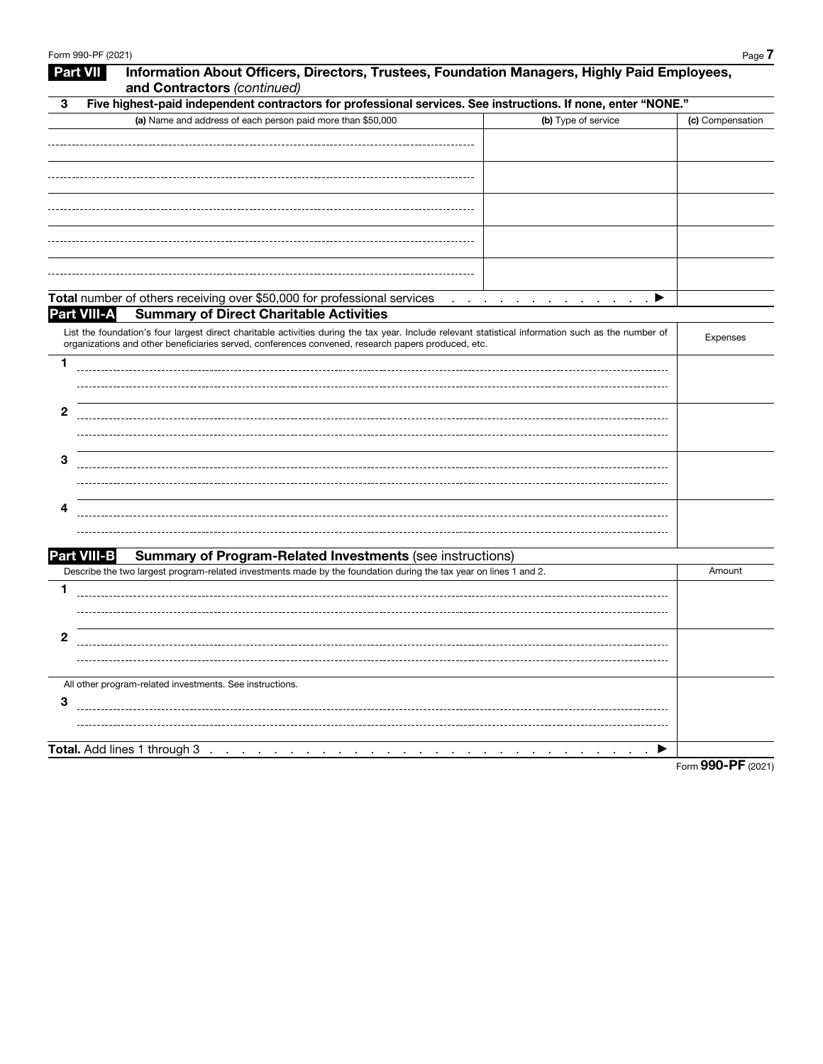## Part VII Information About Officers, Directors, Trustees, Foundation Managers, Highly Paid Employees, and Contractors *(continued)*

**3 Five highest-paid independent contractors for professional services. See instructions. If none, enter "NONE."**

| **(a)** Name and address of each person paid more than $50,000 | **(b)** Type of service | **(c)** Compensation |
|---|---|---|
| | | |
| | | |
| | | |
| | | |
| | | |
| **Total** number of others receiving over $50,000 for professional services . . . . . . . . . . . . . ▶ | | |

## Part VIII-A Summary of Direct Charitable Activities

| List the foundation's four largest direct charitable activities during the tax year. Include relevant statistical information such as the number of organizations and other beneficiaries served, conferences convened, research papers produced, etc. | Expenses |
|---|---|
| 1 | |
| 2 | |
| 3 | |
| 4 | |

## Part VIII-B Summary of Program-Related Investments (see instructions)

| Describe the two largest program-related investments made by the foundation during the tax year on lines 1 and 2. | Amount |
|---|---|
| 1 | |
| 2 | |
| All other program-related investments. See instructions. | |
| 3 | |
| **Total.** Add lines 1 through 3 . . . . . . . . . . . . . . . . . . . . . . . . . . . . . ▶ | |

Form **990-PF** (2021)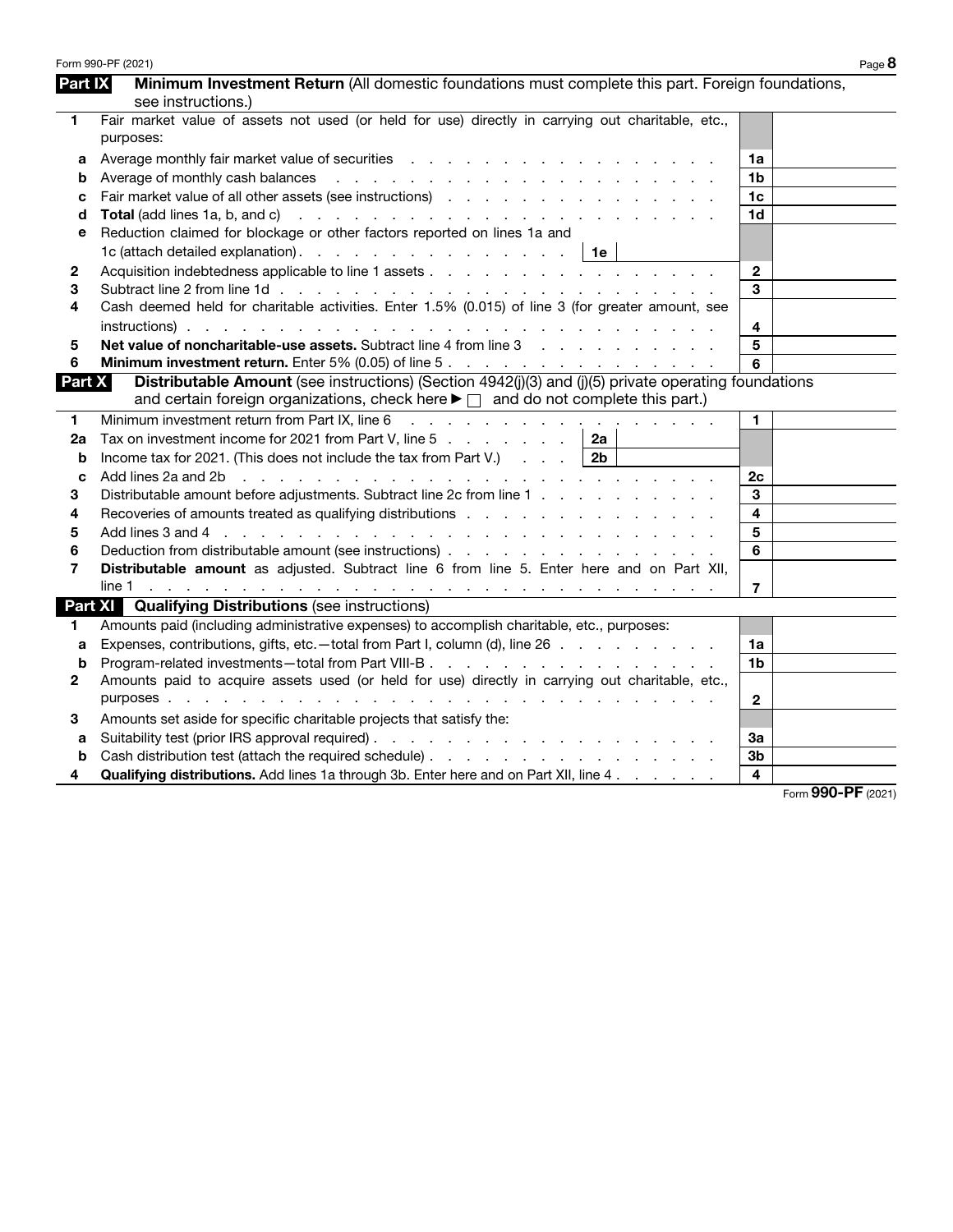## Part IX Minimum Investment Return (All domestic foundations must complete this part. Foreign foundations, see instructions.)

| | | | |
|---|---|---|---|
| 1 | Fair market value of assets not used (or held for use) directly in carrying out charitable, etc., purposes: | | |
| a | Average monthly fair market value of securities | 1a | |
| b | Average of monthly cash balances | 1b | |
| c | Fair market value of all other assets (see instructions) | 1c | |
| d | **Total** (add lines 1a, b, and c) | 1d | |
| e | Reduction claimed for blockage or other factors reported on lines 1a and 1c (attach detailed explanation) . . . . . 1e | | |
| 2 | Acquisition indebtedness applicable to line 1 assets | 2 | |
| 3 | Subtract line 2 from line 1d | 3 | |
| 4 | Cash deemed held for charitable activities. Enter 1.5% (0.015) of line 3 (for greater amount, see instructions) | 4 | |
| 5 | **Net value of noncharitable-use assets.** Subtract line 4 from line 3 | 5 | |
| 6 | **Minimum investment return.** Enter 5% (0.05) of line 5 | 6 | |

## Part X Distributable Amount (see instructions) (Section 4942(j)(3) and (j)(5) private operating foundations and certain foreign organizations, check here ▶ ☐ and do not complete this part.)

| | | | |
|---|---|---|---|
| 1 | Minimum investment return from Part IX, line 6 | 1 | |
| 2a | Tax on investment income for 2021 from Part V, line 5 . . . . . 2a | | |
| b | Income tax for 2021. (This does not include the tax from Part V.) . . . 2b | | |
| c | Add lines 2a and 2b | 2c | |
| 3 | Distributable amount before adjustments. Subtract line 2c from line 1 | 3 | |
| 4 | Recoveries of amounts treated as qualifying distributions | 4 | |
| 5 | Add lines 3 and 4 | 5 | |
| 6 | Deduction from distributable amount (see instructions) | 6 | |
| 7 | **Distributable amount** as adjusted. Subtract line 6 from line 5. Enter here and on Part XII, line 1 | 7 | |

## Part XI Qualifying Distributions (see instructions)

| | | | |
|---|---|---|---|
| 1 | Amounts paid (including administrative expenses) to accomplish charitable, etc., purposes: | | |
| a | Expenses, contributions, gifts, etc.—total from Part I, column (d), line 26 | 1a | |
| b | Program-related investments—total from Part VIII-B | 1b | |
| 2 | Amounts paid to acquire assets used (or held for use) directly in carrying out charitable, etc., purposes | 2 | |
| 3 | Amounts set aside for specific charitable projects that satisfy the: | | |
| a | Suitability test (prior IRS approval required) | 3a | |
| b | Cash distribution test (attach the required schedule) | 3b | |
| 4 | **Qualifying distributions.** Add lines 1a through 3b. Enter here and on Part XII, line 4 | 4 | |

Form **990-PF** (2021)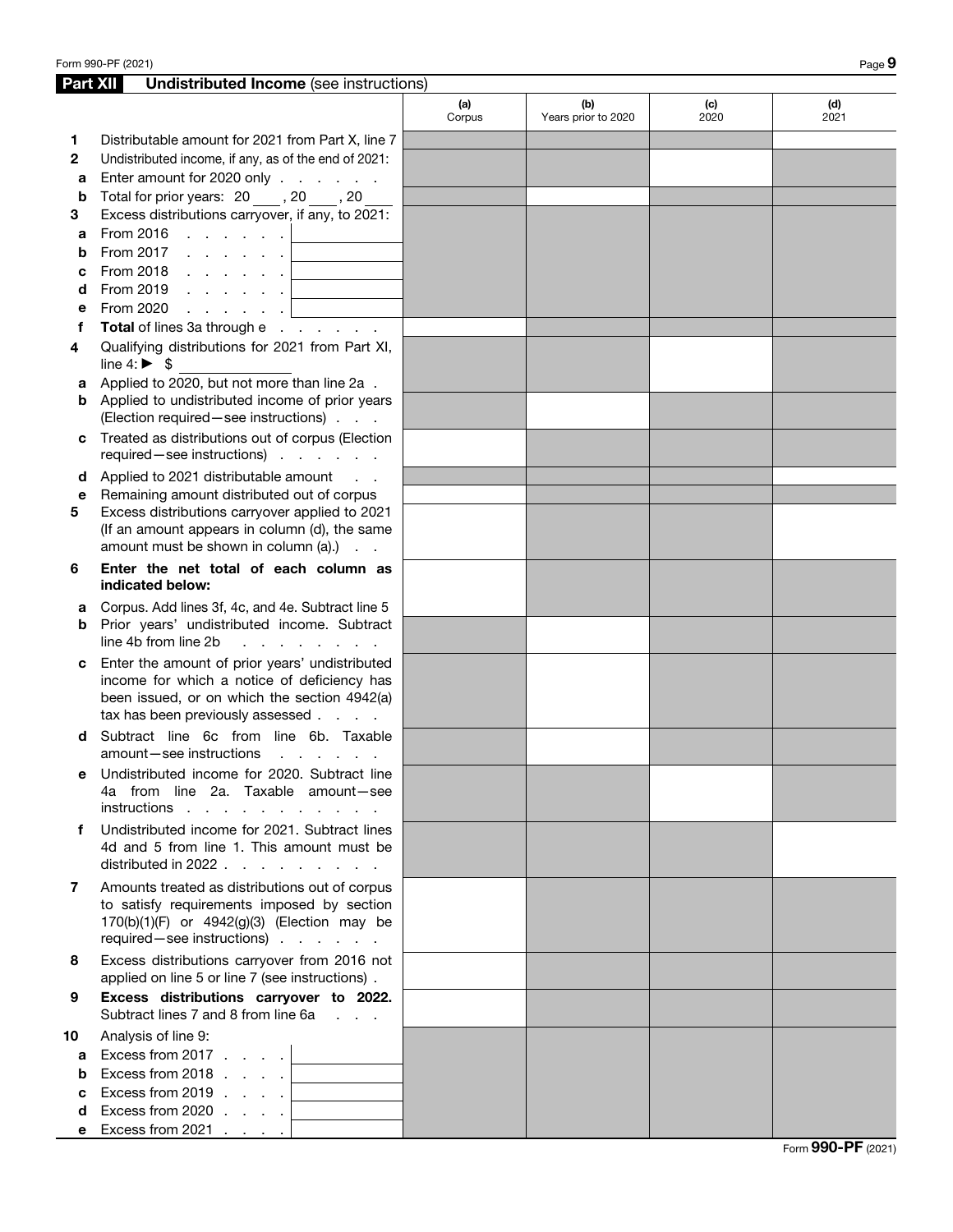## Part XII Undistributed Income (see instructions)

| | | (a) Corpus | (b) Years prior to 2020 | (c) 2020 | (d) 2021 |
|---|---|---|---|---|---|
| **1** | Distributable amount for 2021 from Part X, line 7 | | | | |
| **2** | Undistributed income, if any, as of the end of 2021: | | | | |
| a | Enter amount for 2020 only . . . . . . | | | | |
| b | Total for prior years: 20 \_\_\_ , 20 \_\_\_ , 20 \_\_\_ | | | | |
| **3** | Excess distributions carryover, if any, to 2021: | | | | |
| a | From 2016 . . . . . . . | | | | |
| b | From 2017 . . . . . . . | | | | |
| c | From 2018 . . . . . . . | | | | |
| d | From 2019 . . . . . . . | | | | |
| e | From 2020 . . . . . . . | | | | |
| f | **Total** of lines 3a through e . . . . . . | | | | |
| **4** | Qualifying distributions for 2021 from Part XI, line 4: ► $ | | | | |
| a | Applied to 2020, but not more than line 2a . | | | | |
| b | Applied to undistributed income of prior years (Election required—see instructions) . . . | | | | |
| c | Treated as distributions out of corpus (Election required—see instructions) . . . . . . | | | | |
| d | Applied to 2021 distributable amount . . | | | | |
| e | Remaining amount distributed out of corpus | | | | |
| **5** | Excess distributions carryover applied to 2021 (If an amount appears in column (d), the same amount must be shown in column (a).) . . | | | | |
| **6** | **Enter the net total of each column as indicated below:** | | | | |
| a | Corpus. Add lines 3f, 4c, and 4e. Subtract line 5 | | | | |
| b | Prior years' undistributed income. Subtract line 4b from line 2b . . . . . . . . | | | | |
| c | Enter the amount of prior years' undistributed income for which a notice of deficiency has been issued, or on which the section 4942(a) tax has been previously assessed . . . . | | | | |
| d | Subtract line 6c from line 6b. Taxable amount—see instructions . . . . . . | | | | |
| e | Undistributed income for 2020. Subtract line 4a from line 2a. Taxable amount—see instructions . . . . . . . . . . . . | | | | |
| f | Undistributed income for 2021. Subtract lines 4d and 5 from line 1. This amount must be distributed in 2022 . . . . . . . . . . | | | | |
| **7** | Amounts treated as distributions out of corpus to satisfy requirements imposed by section 170(b)(1)(F) or 4942(g)(3) (Election may be required—see instructions) . . . . . . | | | | |
| **8** | Excess distributions carryover from 2016 not applied on line 5 or line 7 (see instructions) . | | | | |
| **9** | **Excess distributions carryover to 2022.** Subtract lines 7 and 8 from line 6a . . . | | | | |
| **10** | Analysis of line 9: | | | | |
| a | Excess from 2017 . . . . | | | | |
| b | Excess from 2018 . . . . | | | | |
| c | Excess from 2019 . . . . | | | | |
| d | Excess from 2020 . . . . | | | | |
| e | Excess from 2021 . . . . | | | | |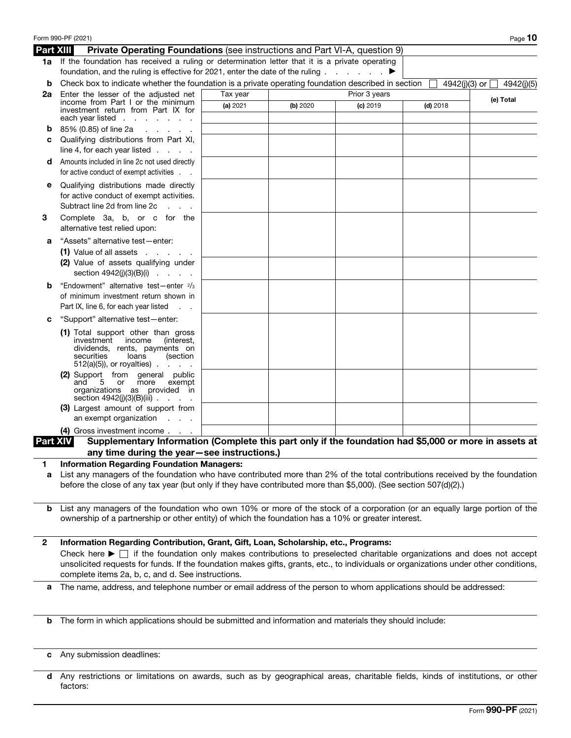## Part XIII Private Operating Foundations (see instructions and Part VI-A, question 9)

**1a** If the foundation has received a ruling or determination letter that it is a private operating foundation, and the ruling is effective for 2021, enter the date of the ruling . . . . . . . ▶

**b** Check box to indicate whether the foundation is a private operating foundation described in section ☐ 4942(j)(3) or ☐ 4942(j)(5)

| | Tax year | Prior 3 years | | | (e) Total |
|---|---|---|---|---|---|
| | (a) 2021 | (b) 2020 | (c) 2019 | (d) 2018 | |
| **2a** Enter the lesser of the adjusted net income from Part I or the minimum investment return from Part IX for each year listed | | | | | |
| **b** 85% (0.85) of line 2a | | | | | |
| **c** Qualifying distributions from Part XI, line 4, for each year listed | | | | | |
| **d** Amounts included in line 2c not used directly for active conduct of exempt activities | | | | | |
| **e** Qualifying distributions made directly for active conduct of exempt activities. Subtract line 2d from line 2c | | | | | |
| **3** Complete 3a, b, or c for the alternative test relied upon: | | | | | |
| **a** "Assets" alternative test—enter: (1) Value of all assets | | | | | |
| (2) Value of assets qualifying under section 4942(j)(3)(B)(i) | | | | | |
| **b** "Endowment" alternative test—enter 2/3 of minimum investment return shown in Part IX, line 6, for each year listed | | | | | |
| **c** "Support" alternative test—enter: (1) Total support other than gross investment income (interest, dividends, rents, payments on securities loans (section 512(a)(5)), or royalties) | | | | | |
| (2) Support from general public and 5 or more exempt organizations as provided in section 4942(j)(3)(B)(iii) | | | | | |
| (3) Largest amount of support from an exempt organization | | | | | |
| (4) Gross investment income | | | | | |

## Part XIV Supplementary Information (Complete this part only if the foundation had $5,000 or more in assets at any time during the year—see instructions.)

**1 Information Regarding Foundation Managers:**

**a** List any managers of the foundation who have contributed more than 2% of the total contributions received by the foundation before the close of any tax year (but only if they have contributed more than $5,000). (See section 507(d)(2).)

**b** List any managers of the foundation who own 10% or more of the stock of a corporation (or an equally large portion of the ownership of a partnership or other entity) of which the foundation has a 10% or greater interest.

**2 Information Regarding Contribution, Grant, Gift, Loan, Scholarship, etc., Programs:**

Check here ▶ ☐ if the foundation only makes contributions to preselected charitable organizations and does not accept unsolicited requests for funds. If the foundation makes gifts, grants, etc., to individuals or organizations under other conditions, complete items 2a, b, c, and d. See instructions.

**a** The name, address, and telephone number or email address of the person to whom applications should be addressed:

**b** The form in which applications should be submitted and information and materials they should include:

**c** Any submission deadlines:

**d** Any restrictions or limitations on awards, such as by geographical areas, charitable fields, kinds of institutions, or other factors:

Form **990-PF** (2021)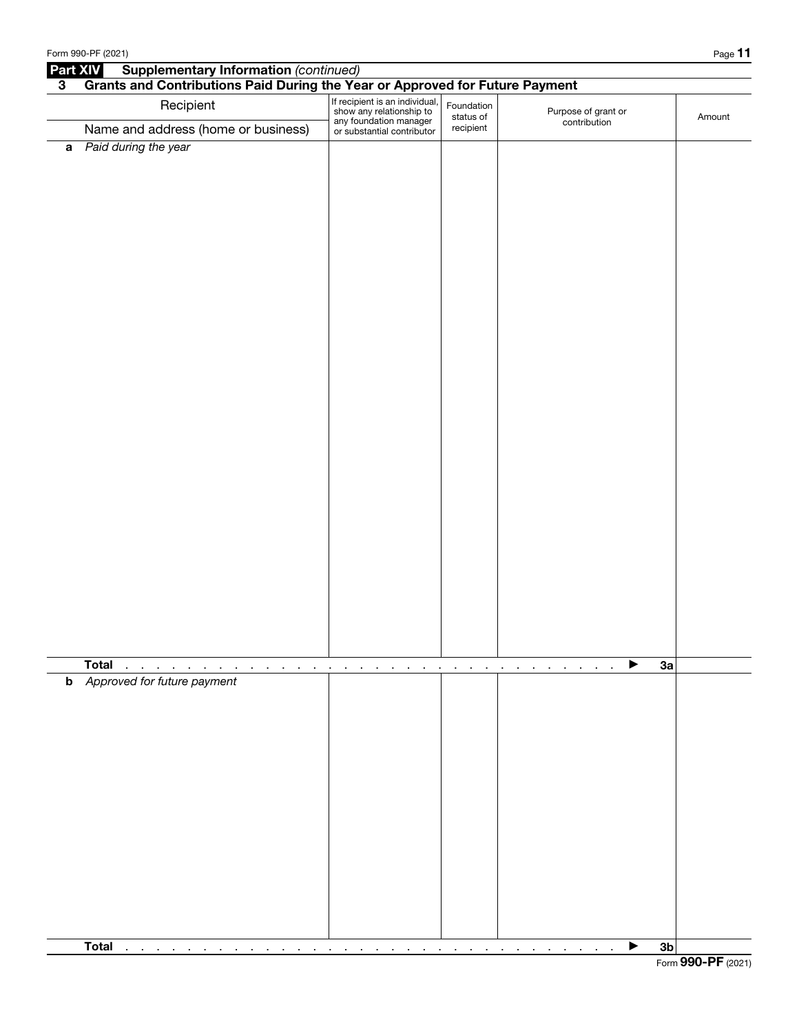## Part XIV Supplementary Information *(continued)*

### 3 Grants and Contributions Paid During the Year or Approved for Future Payment

| Recipient<br>Name and address (home or business) | If recipient is an individual, show any relationship to any foundation manager or substantial contributor | Foundation status of recipient | Purpose of grant or contribution | Amount |
|---|---|---|---|---|
| **a** *Paid during the year* | | | | |
| **Total** . . . . . . . . . . . . . . . . . . . . . . . . . . . . . . . . . . . . . ▶ **3a** | | | | |
| **b** *Approved for future payment* | | | | |
| **Total** . . . . . . . . . . . . . . . . . . . . . . . . . . . . . . . . . . . . . ▶ **3b** | | | | |

Form **990-PF** (2021)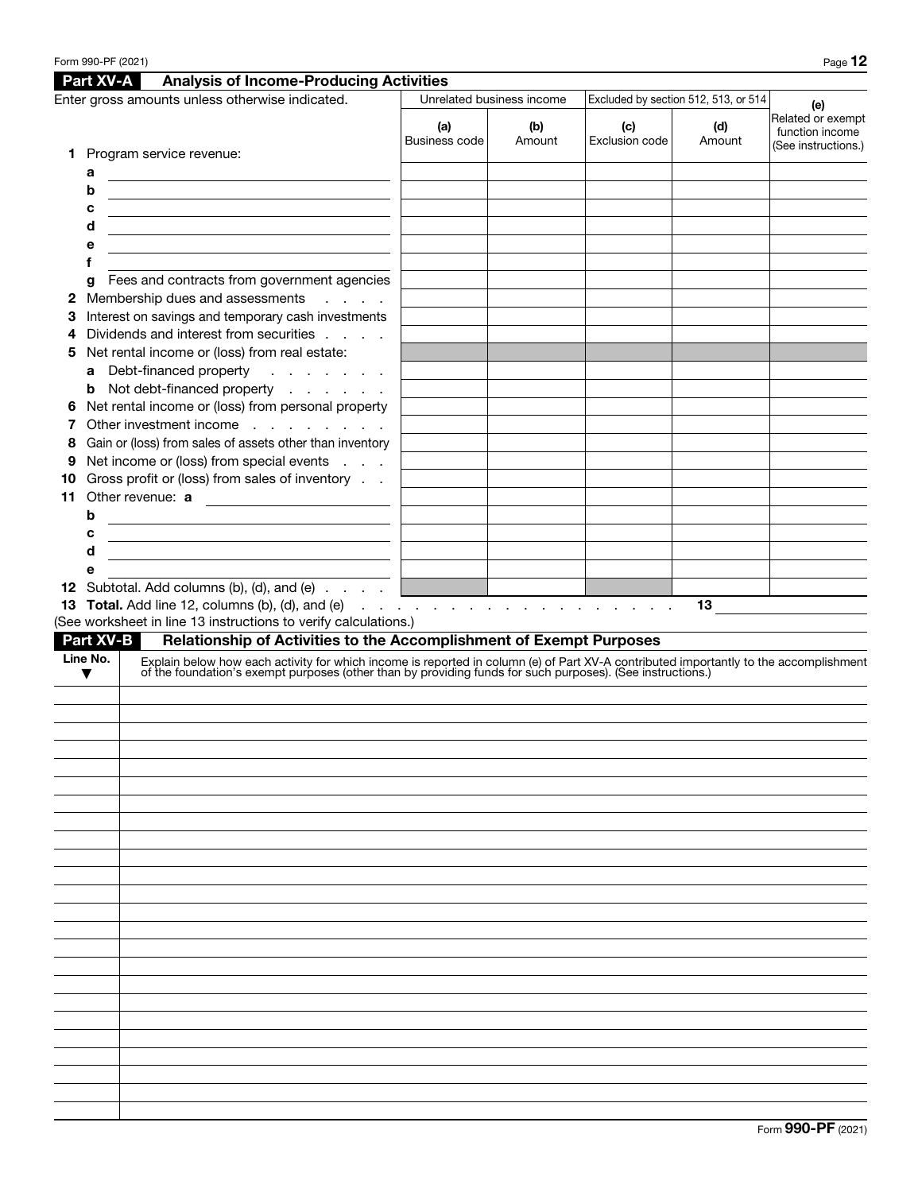## Part XV-A Analysis of Income-Producing Activities

| Enter gross amounts unless otherwise indicated. | Unrelated business income | | Excluded by section 512, 513, or 514 | | (e) Related or exempt function income (See instructions.) |
|---|---|---|---|---|---|
| | (a) Business code | (b) Amount | (c) Exclusion code | (d) Amount | |
| 1 Program service revenue: | | | | | |
| a | | | | | |
| b | | | | | |
| c | | | | | |
| d | | | | | |
| e | | | | | |
| f | | | | | |
| g Fees and contracts from government agencies | | | | | |
| 2 Membership dues and assessments | | | | | |
| 3 Interest on savings and temporary cash investments | | | | | |
| 4 Dividends and interest from securities | | | | | |
| 5 Net rental income or (loss) from real estate: | | | | | |
| a Debt-financed property | | | | | |
| b Not debt-financed property | | | | | |
| 6 Net rental income or (loss) from personal property | | | | | |
| 7 Other investment income | | | | | |
| 8 Gain or (loss) from sales of assets other than inventory | | | | | |
| 9 Net income or (loss) from special events | | | | | |
| 10 Gross profit or (loss) from sales of inventory | | | | | |
| 11 Other revenue: a | | | | | |
| b | | | | | |
| c | | | | | |
| d | | | | | |
| e | | | | | |
| 12 Subtotal. Add columns (b), (d), and (e) | | | | | |

**13 Total.** Add line 12, columns (b), (d), and (e) . . . . . . . . . . 13 ______

(See worksheet in line 13 instructions to verify calculations.)

## Part XV-B Relationship of Activities to the Accomplishment of Exempt Purposes

| Line No. ▼ | Explain below how each activity for which income is reported in column (e) of Part XV-A contributed importantly to the accomplishment of the foundation's exempt purposes (other than by providing funds for such purposes). (See instructions.) |
|---|---|
| | |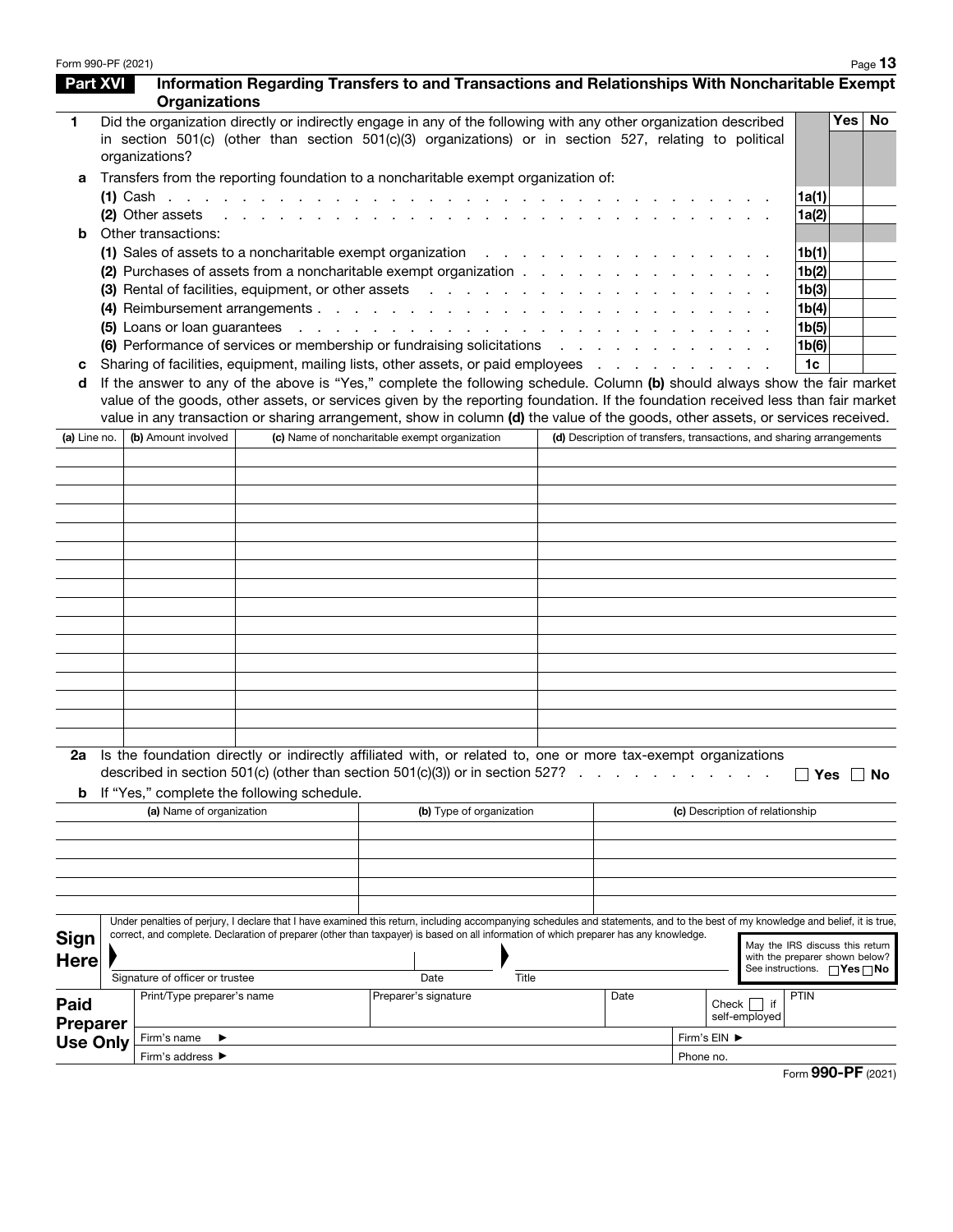## Part XVI Information Regarding Transfers to and Transactions and Relationships With Noncharitable Exempt Organizations

| | | | Yes | No |
|---|---|---|---|---|
| **1** | Did the organization directly or indirectly engage in any of the following with any other organization described in section 501(c) (other than section 501(c)(3) organizations) or in section 527, relating to political organizations? | | | |
| **a** | Transfers from the reporting foundation to a noncharitable exempt organization of: | | | |
| | **(1)** Cash | **1a(1)** | | |
| | **(2)** Other assets | **1a(2)** | | |
| **b** | Other transactions: | | | |
| | **(1)** Sales of assets to a noncharitable exempt organization | **1b(1)** | | |
| | **(2)** Purchases of assets from a noncharitable exempt organization | **1b(2)** | | |
| | **(3)** Rental of facilities, equipment, or other assets | **1b(3)** | | |
| | **(4)** Reimbursement arrangements | **1b(4)** | | |
| | **(5)** Loans or loan guarantees | **1b(5)** | | |
| | **(6)** Performance of services or membership or fundraising solicitations | **1b(6)** | | |
| **c** | Sharing of facilities, equipment, mailing lists, other assets, or paid employees | **1c** | | |

**d** If the answer to any of the above is "Yes," complete the following schedule. Column **(b)** should always show the fair market value of the goods, other assets, or services given by the reporting foundation. If the foundation received less than fair market value in any transaction or sharing arrangement, show in column **(d)** the value of the goods, other assets, or services received.

| (a) Line no. | (b) Amount involved | (c) Name of noncharitable exempt organization | (d) Description of transfers, transactions, and sharing arrangements |
|---|---|---|---|
| | | | |
| | | | |
| | | | |
| | | | |
| | | | |
| | | | |
| | | | |
| | | | |
| | | | |
| | | | |
| | | | |
| | | | |
| | | | |
| | | | |
| | | | |
| | | | |

**2a** Is the foundation directly or indirectly affiliated with, or related to, one or more tax-exempt organizations described in section 501(c) (other than section 501(c)(3)) or in section 527? ☐ **Yes** ☐ **No**

**b** If "Yes," complete the following schedule.

| (a) Name of organization | (b) Type of organization | (c) Description of relationship |
|---|---|---|
| | | |
| | | |
| | | |
| | | |
| | | |

**Sign Here**

Under penalties of perjury, I declare that I have examined this return, including accompanying schedules and statements, and to the best of my knowledge and belief, it is true, correct, and complete. Declaration of preparer (other than taxpayer) is based on all information of which preparer has any knowledge.

Signature of officer or trustee | Date | Title

May the IRS discuss this return with the preparer shown below? See instructions. ☐ **Yes** ☐ **No**

**Paid Preparer Use Only**

| Print/Type preparer's name | Preparer's signature | Date | Check ☐ if self-employed | PTIN |
|---|---|---|---|---|
| | | | | |

Firm's name ► | Firm's EIN ►

Firm's address ► | Phone no.

Form **990-PF** (2021)